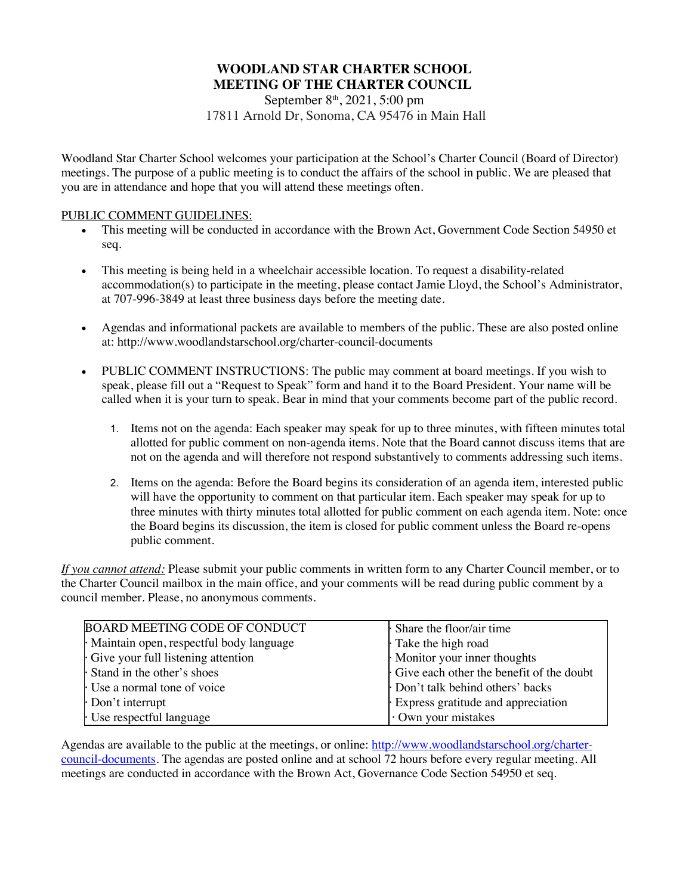# WOODLAND STAR CHARTER SCHOOL
# MEETING OF THE CHARTER COUNCIL

September 8th, 2021, 5:00 pm
17811 Arnold Dr, Sonoma, CA 95476 in Main Hall

Woodland Star Charter School welcomes your participation at the School's Charter Council (Board of Director) meetings. The purpose of a public meeting is to conduct the affairs of the school in public. We are pleased that you are in attendance and hope that you will attend these meetings often.

PUBLIC COMMENT GUIDELINES:

- This meeting will be conducted in accordance with the Brown Act, Government Code Section 54950 et seq.
- This meeting is being held in a wheelchair accessible location. To request a disability-related accommodation(s) to participate in the meeting, please contact Jamie Lloyd, the School's Administrator, at 707-996-3849 at least three business days before the meeting date.
- Agendas and informational packets are available to members of the public. These are also posted online at: http://www.woodlandstarschool.org/charter-council-documents
- PUBLIC COMMENT INSTRUCTIONS: The public may comment at board meetings. If you wish to speak, please fill out a "Request to Speak" form and hand it to the Board President. Your name will be called when it is your turn to speak. Bear in mind that your comments become part of the public record.
  1. Items not on the agenda: Each speaker may speak for up to three minutes, with fifteen minutes total allotted for public comment on non-agenda items. Note that the Board cannot discuss items that are not on the agenda and will therefore not respond substantively to comments addressing such items.
  2. Items on the agenda: Before the Board begins its consideration of an agenda item, interested public will have the opportunity to comment on that particular item. Each speaker may speak for up to three minutes with thirty minutes total allotted for public comment on each agenda item. Note: once the Board begins its discussion, the item is closed for public comment unless the Board re-opens public comment.

*If you cannot attend:* Please submit your public comments in written form to any Charter Council member, or to the Charter Council mailbox in the main office, and your comments will be read during public comment by a council member. Please, no anonymous comments.

| BOARD MEETING CODE OF CONDUCT | · Share the floor/air time |
|---|---|
| · Maintain open, respectful body language | · Take the high road |
| · Give your full listening attention | · Monitor your inner thoughts |
| · Stand in the other's shoes | · Give each other the benefit of the doubt |
| · Use a normal tone of voice | · Don't talk behind others' backs |
| · Don't interrupt | · Express gratitude and appreciation |
| · Use respectful language | · Own your mistakes |

Agendas are available to the public at the meetings, or online: http://www.woodlandstarschool.org/charter-council-documents. The agendas are posted online and at school 72 hours before every regular meeting. All meetings are conducted in accordance with the Brown Act, Governance Code Section 54950 et seq.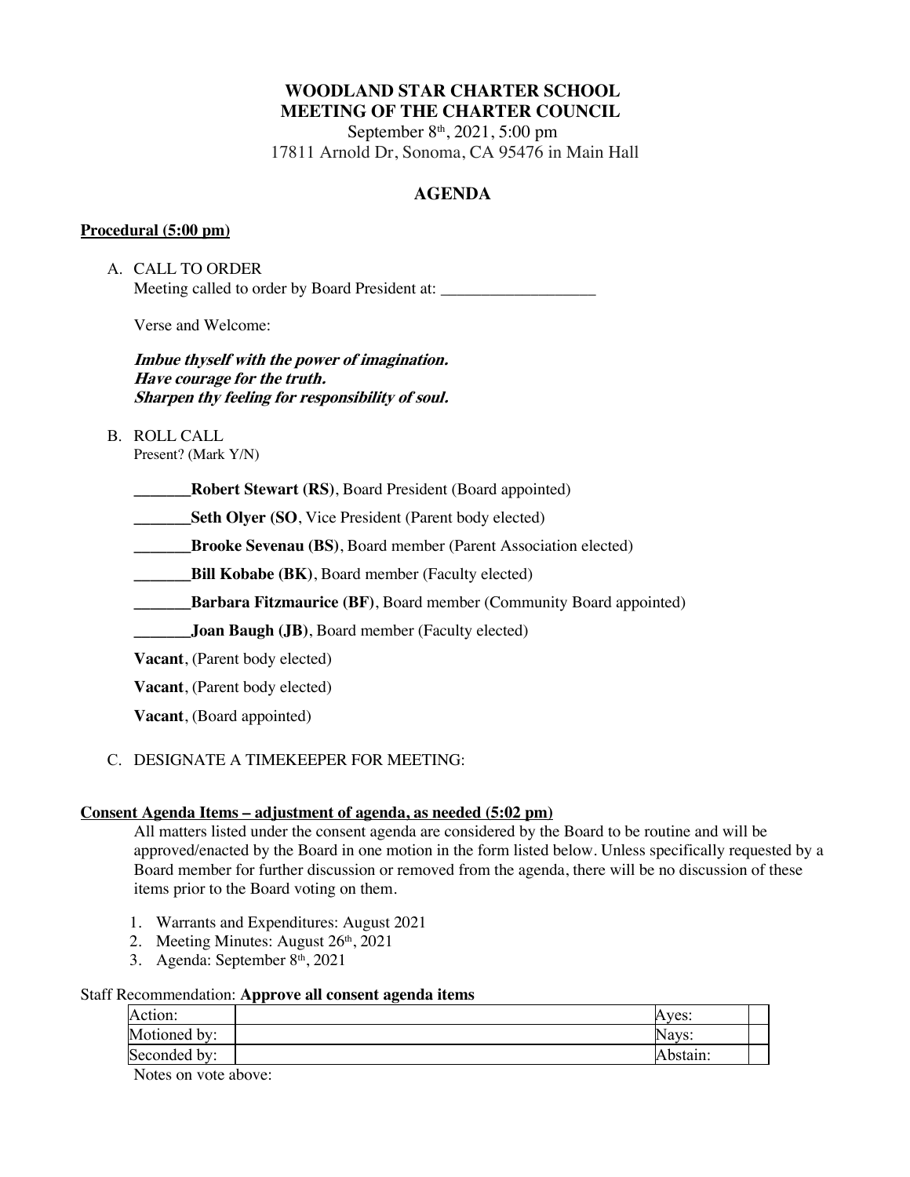# WOODLAND STAR CHARTER SCHOOL
# MEETING OF THE CHARTER COUNCIL

September 8th, 2021, 5:00 pm

17811 Arnold Dr, Sonoma, CA 95476 in Main Hall

## AGENDA

**Procedural (5:00 pm)**

A. CALL TO ORDER

Meeting called to order by Board President at: ___________________

Verse and Welcome:

***Imbue thyself with the power of imagination.***
***Have courage for the truth.***
***Sharpen thy feeling for responsibility of soul.***

B. ROLL CALL

Present? (Mark Y/N)

_______**Robert Stewart (RS)**, Board President (Board appointed)

_______**Seth Olyer (SO**, Vice President (Parent body elected)

_______**Brooke Sevenau (BS)**, Board member (Parent Association elected)

_______**Bill Kobabe (BK)**, Board member (Faculty elected)

_______**Barbara Fitzmaurice (BF)**, Board member (Community Board appointed)

_______**Joan Baugh (JB)**, Board member (Faculty elected)

**Vacant**, (Parent body elected)

**Vacant**, (Parent body elected)

**Vacant**, (Board appointed)

C. DESIGNATE A TIMEKEEPER FOR MEETING:

**Consent Agenda Items – adjustment of agenda, as needed (5:02 pm)**

All matters listed under the consent agenda are considered by the Board to be routine and will be approved/enacted by the Board in one motion in the form listed below. Unless specifically requested by a Board member for further discussion or removed from the agenda, there will be no discussion of these items prior to the Board voting on them.

1. Warrants and Expenditures: August 2021
2. Meeting Minutes: August 26th, 2021
3. Agenda: September 8th, 2021

Staff Recommendation: **Approve all consent agenda items**

| Action: | | Ayes: | |
|---|---|---|---|
| Motioned by: | | Nays: | |
| Seconded by: | | Abstain: | |

Notes on vote above: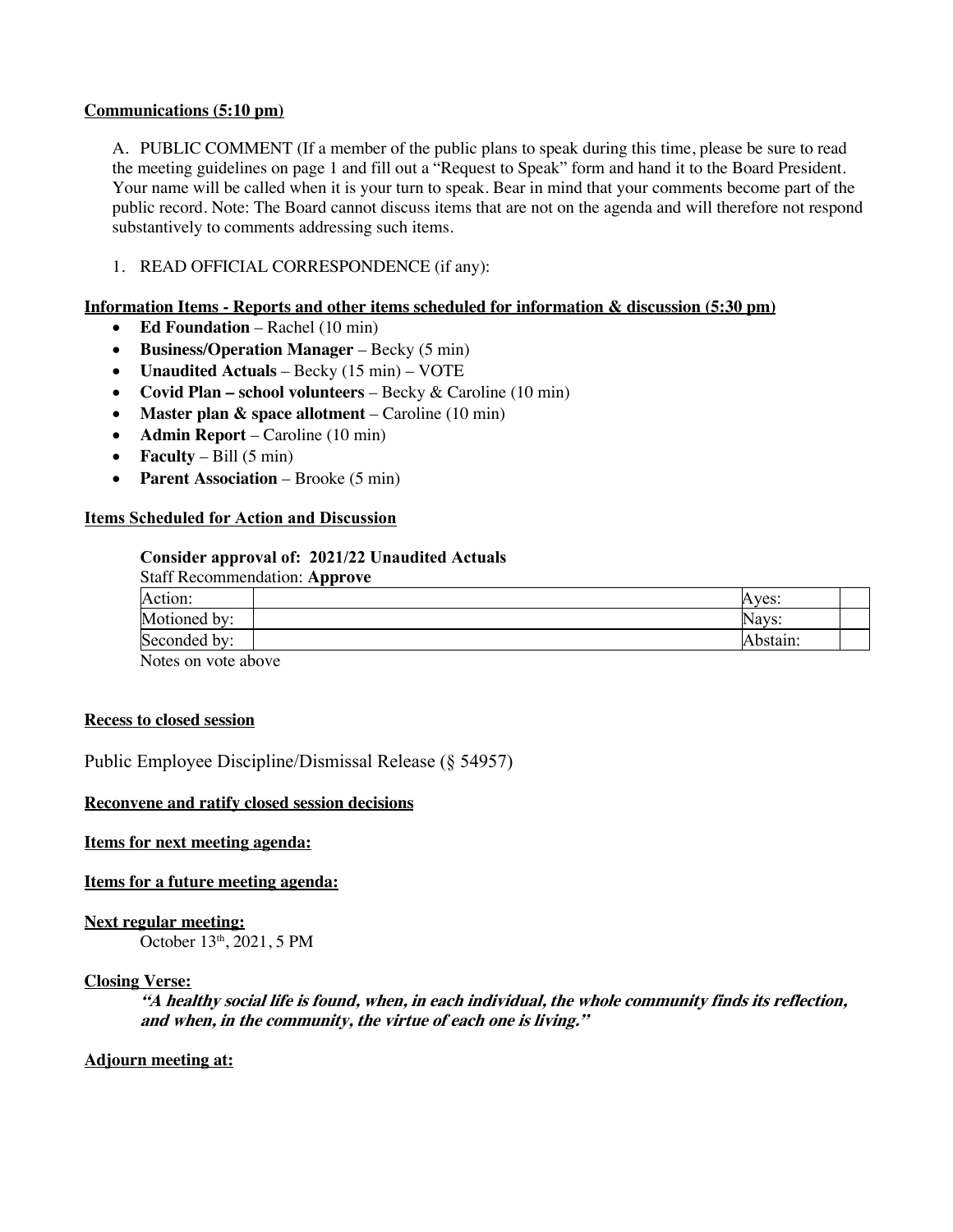**Communications (5:10 pm)**

A. PUBLIC COMMENT (If a member of the public plans to speak during this time, please be sure to read the meeting guidelines on page 1 and fill out a "Request to Speak" form and hand it to the Board President. Your name will be called when it is your turn to speak. Bear in mind that your comments become part of the public record. Note: The Board cannot discuss items that are not on the agenda and will therefore not respond substantively to comments addressing such items.

1. READ OFFICIAL CORRESPONDENCE (if any):

**Information Items - Reports and other items scheduled for information & discussion (5:30 pm)**

- **Ed Foundation** – Rachel (10 min)
- **Business/Operation Manager** – Becky (5 min)
- **Unaudited Actuals** – Becky (15 min) – VOTE
- **Covid Plan – school volunteers** – Becky & Caroline (10 min)
- **Master plan & space allotment** – Caroline (10 min)
- **Admin Report** – Caroline (10 min)
- **Faculty** – Bill (5 min)
- **Parent Association** – Brooke (5 min)

**Items Scheduled for Action and Discussion**

**Consider approval of: 2021/22 Unaudited Actuals**

Staff Recommendation: **Approve**

| | | | |
|---|---|---|---|
| Action: | | Ayes: | |
| Motioned by: | | Nays: | |
| Seconded by: | | Abstain: | |

Notes on vote above

**Recess to closed session**

Public Employee Discipline/Dismissal Release (§ 54957)

**Reconvene and ratify closed session decisions**

**Items for next meeting agenda:**

**Items for a future meeting agenda:**

**Next regular meeting:**

October 13th, 2021, 5 PM

**Closing Verse:**

***"A healthy social life is found, when, in each individual, the whole community finds its reflection, and when, in the community, the virtue of each one is living."***

**Adjourn meeting at:**